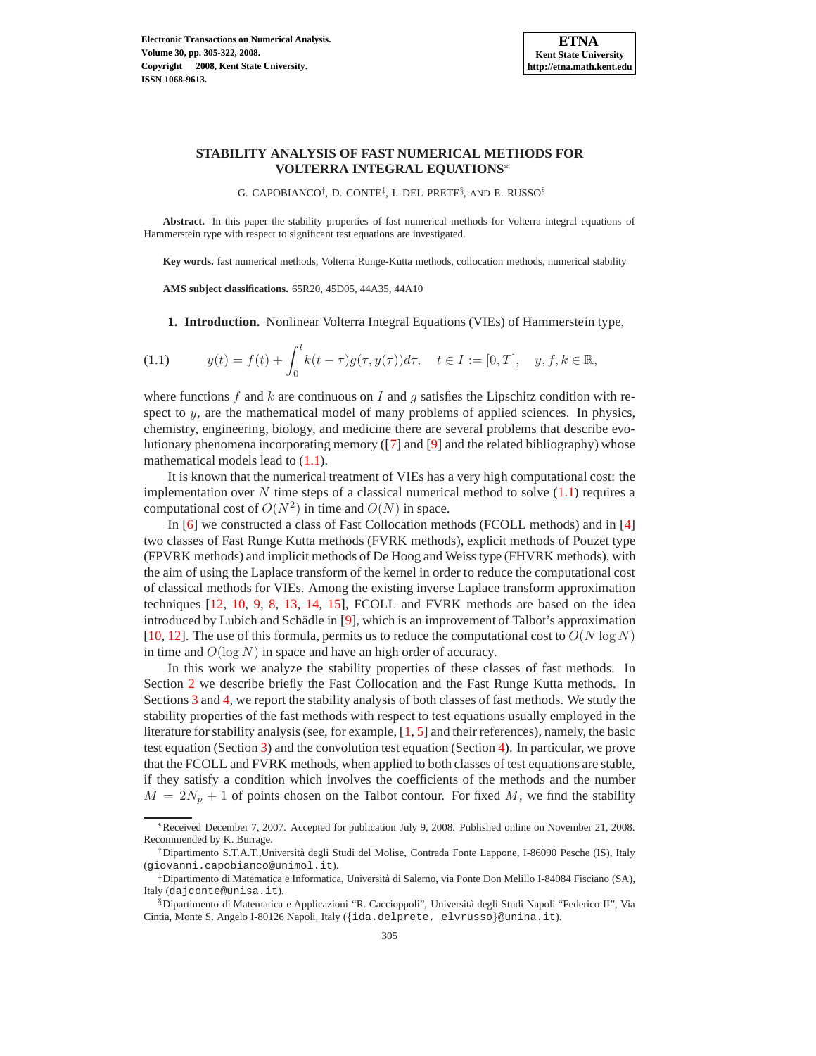# STABILITY ANALYSIS OF FAST NUMERICAL METHODS FOR VOLTERRA INTEGRAL EQUATIONS*

G. CAPOBIANCO†, D. CONTE‡, I. DEL PRETE§, AND E. RUSSO§

**Abstract.** In this paper the stability properties of fast numerical methods for Volterra integral equations of Hammerstein type with respect to significant test equations are investigated.

**Key words.** fast numerical methods, Volterra Runge-Kutta methods, collocation methods, numerical stability

**AMS subject classifications.** 65R20, 45D05, 44A35, 44A10

## 1. Introduction.

Nonlinear Volterra Integral Equations (VIEs) of Hammerstein type,

$$y(t) = f(t) + \int_0^t k(t-\tau) g(\tau, y(\tau)) d\tau, \quad t \in I := [0, T], \quad y, f, k \in \mathbb{R}, \tag{1.1}$$

where functions $f$ and $k$ are continuous on $I$ and $g$ satisfies the Lipschitz condition with respect to $y$, are the mathematical model of many problems of applied sciences. In physics, chemistry, engineering, biology, and medicine there are several problems that describe evolutionary phenomena incorporating memory ([7] and [9] and the related bibliography) whose mathematical models lead to (1.1).

It is known that the numerical treatment of VIEs has a very high computational cost: the implementation over $N$ time steps of a classical numerical method to solve (1.1) requires a computational cost of $O(N^2)$ in time and $O(N)$ in space.

In [6] we constructed a class of Fast Collocation methods (FCOLL methods) and in [4] two classes of Fast Runge Kutta methods (FVRK methods), explicit methods of Pouzet type (FPVRK methods) and implicit methods of De Hoog and Weiss type (FHVRK methods), with the aim of using the Laplace transform of the kernel in order to reduce the computational cost of classical methods for VIEs. Among the existing inverse Laplace transform approximation techniques [12, 10, 9, 8, 13, 14, 15], FCOLL and FVRK methods are based on the idea introduced by Lubich and Schädle in [9], which is an improvement of Talbot's approximation [10, 12]. The use of this formula, permits us to reduce the computational cost to $O(N \log N)$ in time and $O(\log N)$ in space and have an high order of accuracy.

In this work we analyze the stability properties of these classes of fast methods. In Section 2 we describe briefly the Fast Collocation and the Fast Runge Kutta methods. In Sections 3 and 4, we report the stability analysis of both classes of fast methods. We study the stability properties of the fast methods with respect to test equations usually employed in the literature for stability analysis (see, for example, [1, 5] and their references), namely, the basic test equation (Section 3) and the convolution test equation (Section 4). In particular, we prove that the FCOLL and FVRK methods, when applied to both classes of test equations are stable, if they satisfy a condition which involves the coefficients of the methods and the number $M = 2N_p + 1$ of points chosen on the Talbot contour. For fixed $M$, we find the stability

---

*Received December 7, 2007. Accepted for publication July 9, 2008. Published online on November 21, 2008. Recommended by K. Burrage.

†Dipartimento S.T.A.T.,Università degli Studi del Molise, Contrada Fonte Lappone, I-86090 Pesche (IS), Italy (giovanni.capobianco@unimol.it).

‡Dipartimento di Matematica e Informatica, Università di Salerno, via Ponte Don Melillo I-84084 Fisciano (SA), Italy (dajconte@unisa.it).

§Dipartimento di Matematica e Applicazioni "R. Caccioppoli", Università degli Studi Napoli "Federico II", Via Cintia, Monte S. Angelo I-80126 Napoli, Italy ({ida.delprete, elvrusso}@unina.it).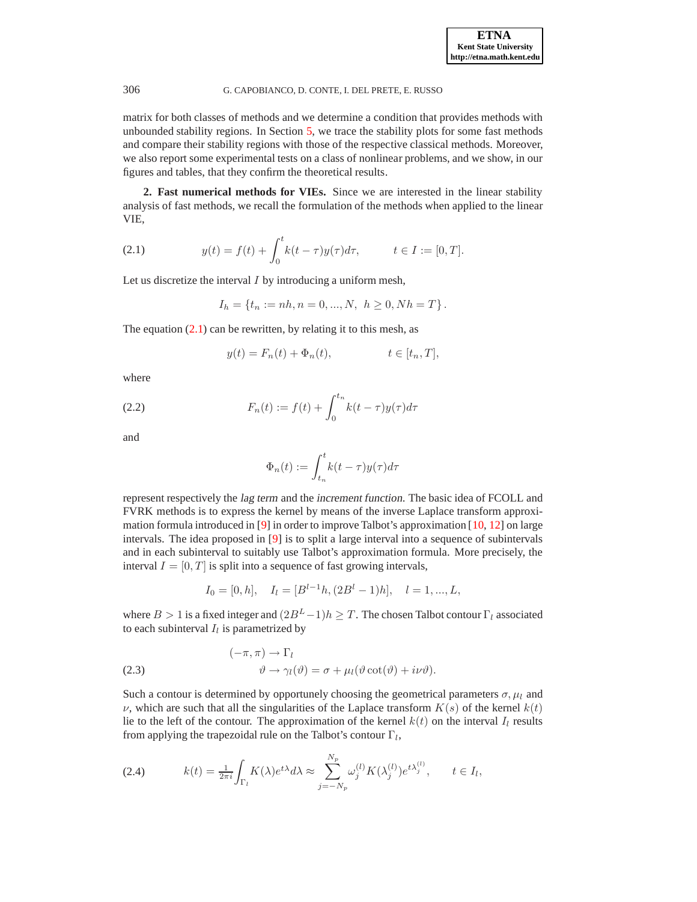matrix for both classes of methods and we determine a condition that provides methods with unbounded stability regions. In Section 5, we trace the stability plots for some fast methods and compare their stability regions with those of the respective classical methods. Moreover, we also report some experimental tests on a class of nonlinear problems, and we show, in our figures and tables, that they confirm the theoretical results.

**2. Fast numerical methods for VIEs.** Since we are interested in the linear stability analysis of fast methods, we recall the formulation of the methods when applied to the linear VIE,

$$y(t) = f(t) + \int_0^t k(t-\tau)y(\tau)d\tau, \qquad t \in I := [0,T]. \tag{2.1}$$

Let us discretize the interval $I$ by introducing a uniform mesh,

$$I_h = \{t_n := nh, n = 0, ..., N, \;\; h \geq 0, Nh = T\}.$$

The equation (2.1) can be rewritten, by relating it to this mesh, as

$$y(t) = F_n(t) + \Phi_n(t), \qquad\qquad t \in [t_n, T],$$

where

$$F_n(t) := f(t) + \int_0^{t_n} k(t-\tau)y(\tau)d\tau \tag{2.2}$$

and

$$\Phi_n(t) := \int_{t_n}^t k(t-\tau)y(\tau)d\tau$$

represent respectively the *lag term* and the *increment function*. The basic idea of FCOLL and FVRK methods is to express the kernel by means of the inverse Laplace transform approximation formula introduced in [9] in order to improve Talbot's approximation [10, 12] on large intervals. The idea proposed in [9] is to split a large interval into a sequence of subintervals and in each subinterval to suitably use Talbot's approximation formula. More precisely, the interval $I = [0,T]$ is split into a sequence of fast growing intervals,

$$I_0 = [0,h], \quad I_l = [B^{l-1}h, (2B^l - 1)h], \quad l = 1, ..., L,$$

where $B > 1$ is a fixed integer and $(2B^L - 1)h \geq T$. The chosen Talbot contour $\Gamma_l$ associated to each subinterval $I_l$ is parametrized by

$$\begin{aligned} &(-\pi, \pi) \to \Gamma_l \\ &\qquad\quad \vartheta \to \gamma_l(\vartheta) = \sigma + \mu_l(\vartheta \cot(\vartheta) + i\nu\vartheta). \end{aligned} \tag{2.3}$$

Such a contour is determined by opportunely choosing the geometrical parameters $\sigma, \mu_l$ and $\nu$, which are such that all the singularities of the Laplace transform $K(s)$ of the kernel $k(t)$ lie to the left of the contour. The approximation of the kernel $k(t)$ on the interval $I_l$ results from applying the trapezoidal rule on the Talbot's contour $\Gamma_l$,

$$k(t) = \tfrac{1}{2\pi i}\int_{\Gamma_l} K(\lambda)e^{t\lambda}d\lambda \approx \sum_{j=-N_p}^{N_p} \omega_j^{(l)} K(\lambda_j^{(l)}) e^{t\lambda_j^{(l)}}, \qquad t \in I_l, \tag{2.4}$$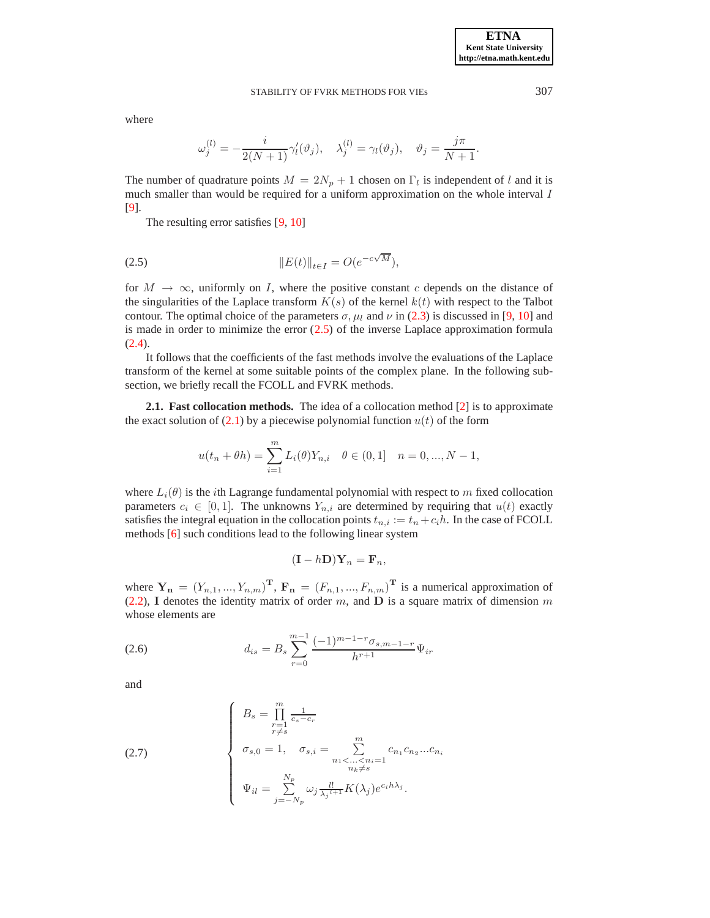where

$$\omega_j^{(l)} = -\frac{i}{2(N+1)}\gamma_l'(\vartheta_j), \quad \lambda_j^{(l)} = \gamma_l(\vartheta_j), \quad \vartheta_j = \frac{j\pi}{N+1}.$$

The number of quadrature points $M = 2N_p + 1$ chosen on $\Gamma_l$ is independent of $l$ and it is much smaller than would be required for a uniform approximation on the whole interval $I$ [9].

The resulting error satisfies [9, 10]

$$\|E(t)\|_{t\in I} = O(e^{-c\sqrt{M}}), \tag{2.5}$$

for $M \to \infty$, uniformly on $I$, where the positive constant $c$ depends on the distance of the singularities of the Laplace transform $K(s)$ of the kernel $k(t)$ with respect to the Talbot contour. The optimal choice of the parameters $\sigma, \mu_l$ and $\nu$ in (2.3) is discussed in [9, 10] and is made in order to minimize the error (2.5) of the inverse Laplace approximation formula (2.4).

It follows that the coefficients of the fast methods involve the evaluations of the Laplace transform of the kernel at some suitable points of the complex plane. In the following subsection, we briefly recall the FCOLL and FVRK methods.

**2.1. Fast collocation methods.** The idea of a collocation method [2] is to approximate the exact solution of (2.1) by a piecewise polynomial function $u(t)$ of the form

$$u(t_n + \theta h) = \sum_{i=1}^{m} L_i(\theta) Y_{n,i} \quad \theta \in (0,1] \quad n = 0, ..., N-1,$$

where $L_i(\theta)$ is the $i$th Lagrange fundamental polynomial with respect to $m$ fixed collocation parameters $c_i \in [0,1]$. The unknowns $Y_{n,i}$ are determined by requiring that $u(t)$ exactly satisfies the integral equation in the collocation points $t_{n,i} := t_n + c_i h$. In the case of FCOLL methods [6] such conditions lead to the following linear system

$$(\mathbf{I} - h\mathbf{D})\mathbf{Y}_n = \mathbf{F}_n,$$

where $\mathbf{Y_n} = (Y_{n,1}, ..., Y_{n,m})^{\mathbf{T}}$, $\mathbf{F_n} = (F_{n,1}, ..., F_{n,m})^{\mathbf{T}}$ is a numerical approximation of (2.2), $\mathbf{I}$ denotes the identity matrix of order $m$, and $\mathbf{D}$ is a square matrix of dimension $m$ whose elements are

$$d_{is} = B_s \sum_{r=0}^{m-1} \frac{(-1)^{m-1-r}\sigma_{s,m-1-r}}{h^{r+1}} \Psi_{ir} \tag{2.6}$$

and

$$\begin{cases} B_s = \prod\limits_{\substack{r=1 \\ r\neq s}}^{m} \frac{1}{c_s - c_r} \\ \sigma_{s,0} = 1, \quad \sigma_{s,i} = \sum\limits_{\substack{n_1<...<n_i=1 \\ n_k\neq s}}^{m} c_{n_1}c_{n_2}...c_{n_i} \\ \Psi_{il} = \sum\limits_{j=-N_p}^{N_p} \omega_j \frac{l!}{\lambda_j^{\,l+1}} K(\lambda_j) e^{c_i h \lambda_j}. \end{cases} \tag{2.7}$$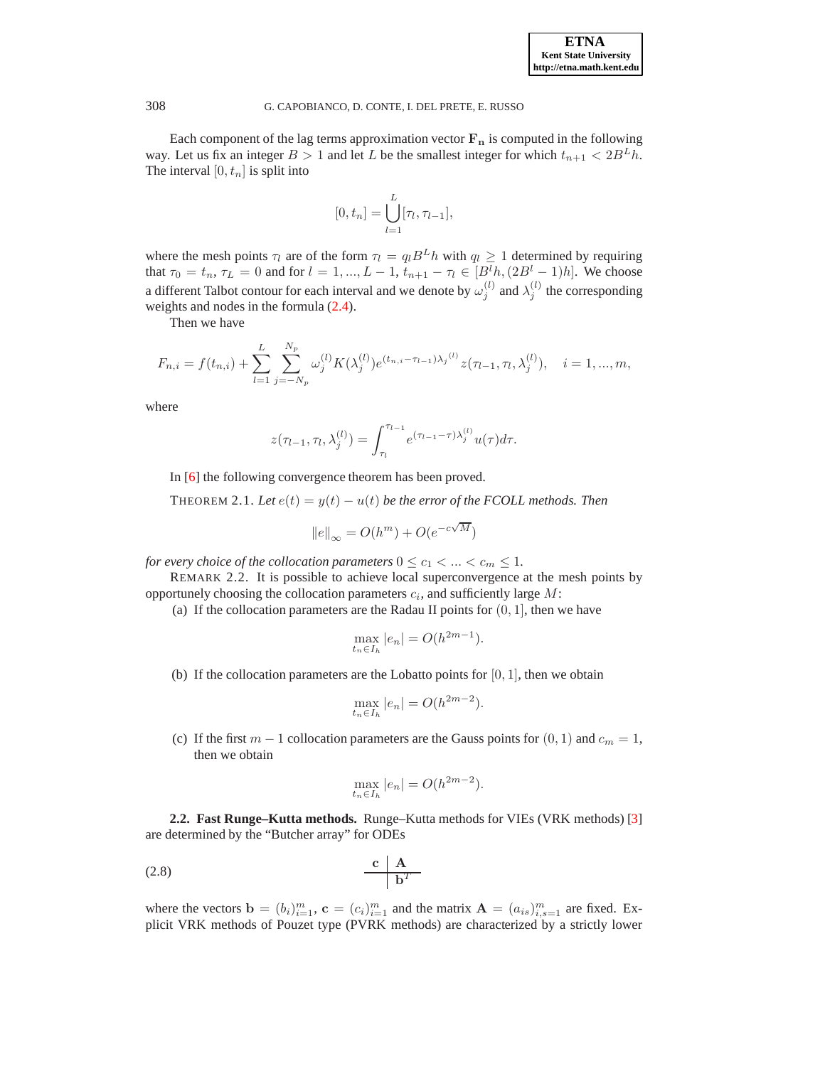Each component of the lag terms approximation vector $\mathbf{F_n}$ is computed in the following way. Let us fix an integer $B > 1$ and let $L$ be the smallest integer for which $t_{n+1} < 2B^L h$. The interval $[0, t_n]$ is split into

$$[0, t_n] = \bigcup_{l=1}^{L} [\tau_l, \tau_{l-1}],$$

where the mesh points $\tau_l$ are of the form $\tau_l = q_l B^L h$ with $q_l \geq 1$ determined by requiring that $\tau_0 = t_n$, $\tau_L = 0$ and for $l = 1, ..., L-1$, $t_{n+1} - \tau_l \in [B^l h, (2B^l - 1)h]$. We choose a different Talbot contour for each interval and we denote by $\omega_j^{(l)}$ and $\lambda_j^{(l)}$ the corresponding weights and nodes in the formula (2.4).

Then we have

$$F_{n,i} = f(t_{n,i}) + \sum_{l=1}^{L} \sum_{j=-N_p}^{N_p} \omega_j^{(l)} K(\lambda_j^{(l)}) e^{(t_{n,i} - \tau_{l-1})\lambda_j{}^{(l)}} z(\tau_{l-1}, \tau_l, \lambda_j^{(l)}), \quad i = 1, ..., m,$$

where

$$z(\tau_{l-1}, \tau_l, \lambda_j^{(l)}) = \int_{\tau_l}^{\tau_{l-1}} e^{(\tau_{l-1} - \tau)\lambda_j^{(l)}} u(\tau) d\tau.$$

In [6] the following convergence theorem has been proved.

THEOREM 2.1. *Let $e(t) = y(t) - u(t)$ be the error of the FCOLL methods. Then*

$$\|e\|_\infty = O(h^m) + O(e^{-c\sqrt{M}})$$

*for every choice of the collocation parameters $0 \leq c_1 < ... < c_m \leq 1$.*

REMARK 2.2. It is possible to achieve local superconvergence at the mesh points by opportunely choosing the collocation parameters $c_i$, and sufficiently large $M$:

(a) If the collocation parameters are the Radau II points for $(0, 1]$, then we have

$$\max_{t_n \in I_h} |e_n| = O(h^{2m-1}).$$

(b) If the collocation parameters are the Lobatto points for $[0, 1]$, then we obtain

$$\max_{t_n \in I_h} |e_n| = O(h^{2m-2}).$$

(c) If the first $m-1$ collocation parameters are the Gauss points for $(0, 1)$ and $c_m = 1$, then we obtain

$$\max_{t_n \in I_h} |e_n| = O(h^{2m-2}).$$

**2.2. Fast Runge–Kutta methods.** Runge–Kutta methods for VIEs (VRK methods) [3] are determined by the "Butcher array" for ODEs

$$\begin{array}{c|c} \mathbf{c} & \mathbf{A} \\ \hline & \mathbf{b}^T \end{array} \tag{2.8}$$

where the vectors $\mathbf{b} = (b_i)_{i=1}^m$, $\mathbf{c} = (c_i)_{i=1}^m$ and the matrix $\mathbf{A} = (a_{is})_{i,s=1}^m$ are fixed. Explicit VRK methods of Pouzet type (PVRK methods) are characterized by a strictly lower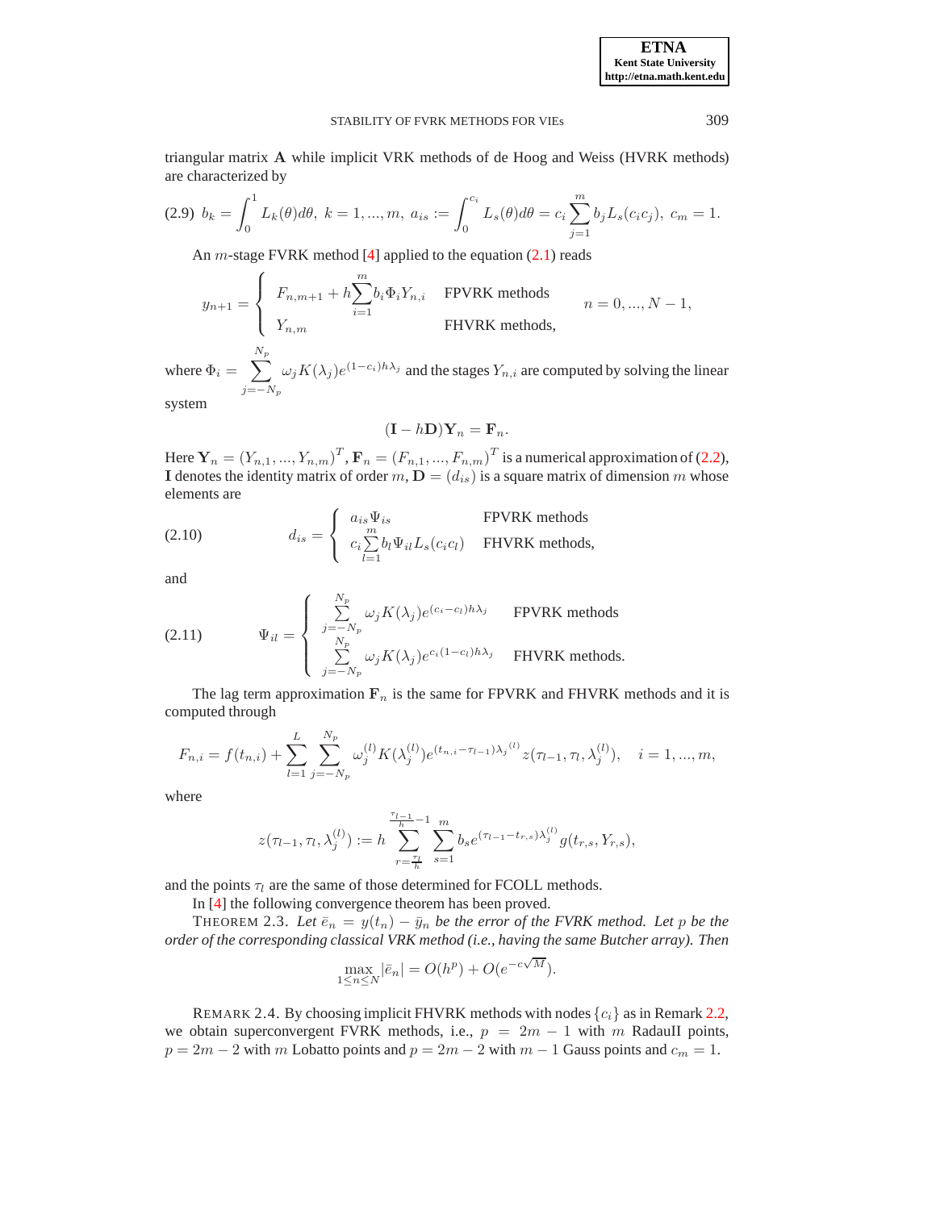triangular matrix $\mathbf{A}$ while implicit VRK methods of de Hoog and Weiss (HVRK methods) are characterized by

$$
\text{(2.9)}\quad b_k = \int_0^1 L_k(\theta)d\theta,\ k = 1, ..., m,\ a_{is} := \int_0^{c_i} L_s(\theta)d\theta = c_i \sum_{j=1}^{m} b_j L_s(c_i c_j),\ c_m = 1.
$$

An $m$-stage FVRK method [4] applied to the equation (2.1) reads

$$
y_{n+1} = \begin{cases} F_{n,m+1} + h \sum_{i=1}^{m} b_i \Phi_i Y_{n,i} & \text{FPVRK methods} \\ Y_{n,m} & \text{FHVRK methods,} \end{cases} \qquad n = 0, ..., N-1,
$$

where $\Phi_i = \sum_{j=-N_p}^{N_p} \omega_j K(\lambda_j) e^{(1-c_i)h\lambda_j}$ and the stages $Y_{n,i}$ are computed by solving the linear system

$$
(\mathbf{I} - h\mathbf{D})\mathbf{Y}_n = \mathbf{F}_n.
$$

Here $\mathbf{Y}_n = (Y_{n,1}, ..., Y_{n,m})^T$, $\mathbf{F}_n = (F_{n,1}, ..., F_{n,m})^T$ is a numerical approximation of (2.2), $\mathbf{I}$ denotes the identity matrix of order $m$, $\mathbf{D} = (d_{is})$ is a square matrix of dimension $m$ whose elements are

$$
\text{(2.10)}\qquad d_{is} = \begin{cases} a_{is}\Psi_{is} & \text{FPVRK methods} \\ c_i \sum_{l=1}^{m} b_l \Psi_{il} L_s(c_i c_l) & \text{FHVRK methods,} \end{cases}
$$

and

$$
\text{(2.11)}\qquad \Psi_{il} = \begin{cases} \sum_{j=-N_p}^{N_p} \omega_j K(\lambda_j) e^{(c_i - c_l)h\lambda_j} & \text{FPVRK methods} \\ \sum_{j=-N_p}^{N_p} \omega_j K(\lambda_j) e^{c_i(1-c_l)h\lambda_j} & \text{FHVRK methods.} \end{cases}
$$

The lag term approximation $\mathbf{F}_n$ is the same for FPVRK and FHVRK methods and it is computed through

$$
F_{n,i} = f(t_{n,i}) + \sum_{l=1}^{L} \sum_{j=-N_p}^{N_p} \omega_j^{(l)} K(\lambda_j^{(l)}) e^{(t_{n,i} - \tau_{l-1})\lambda_j^{(l)}} z(\tau_{l-1}, \tau_l, \lambda_j^{(l)}), \quad i = 1, ..., m,
$$

where

$$
z(\tau_{l-1}, \tau_l, \lambda_j^{(l)}) := h \sum_{r=\frac{\tau_l}{h}}^{\frac{\tau_{l-1}}{h}-1} \sum_{s=1}^{m} b_s e^{(\tau_{l-1} - t_{r,s})\lambda_j^{(l)}} g(t_{r,s}, Y_{r,s}),
$$

and the points $\tau_l$ are the same of those determined for FCOLL methods.

In [4] the following convergence theorem has been proved.

THEOREM 2.3. *Let $\bar{e}_n = y(t_n) - \bar{y}_n$ be the error of the FVRK method. Let $p$ be the order of the corresponding classical VRK method (i.e., having the same Butcher array). Then*

$$
\max_{1 \le n \le N} |\bar{e}_n| = O(h^p) + O(e^{-c\sqrt{M}}).
$$

REMARK 2.4. By choosing implicit FHVRK methods with nodes $\{c_i\}$ as in Remark 2.2, we obtain superconvergent FVRK methods, i.e., $p = 2m - 1$ with $m$ RadauII points, $p = 2m - 2$ with $m$ Lobatto points and $p = 2m - 2$ with $m - 1$ Gauss points and $c_m = 1$.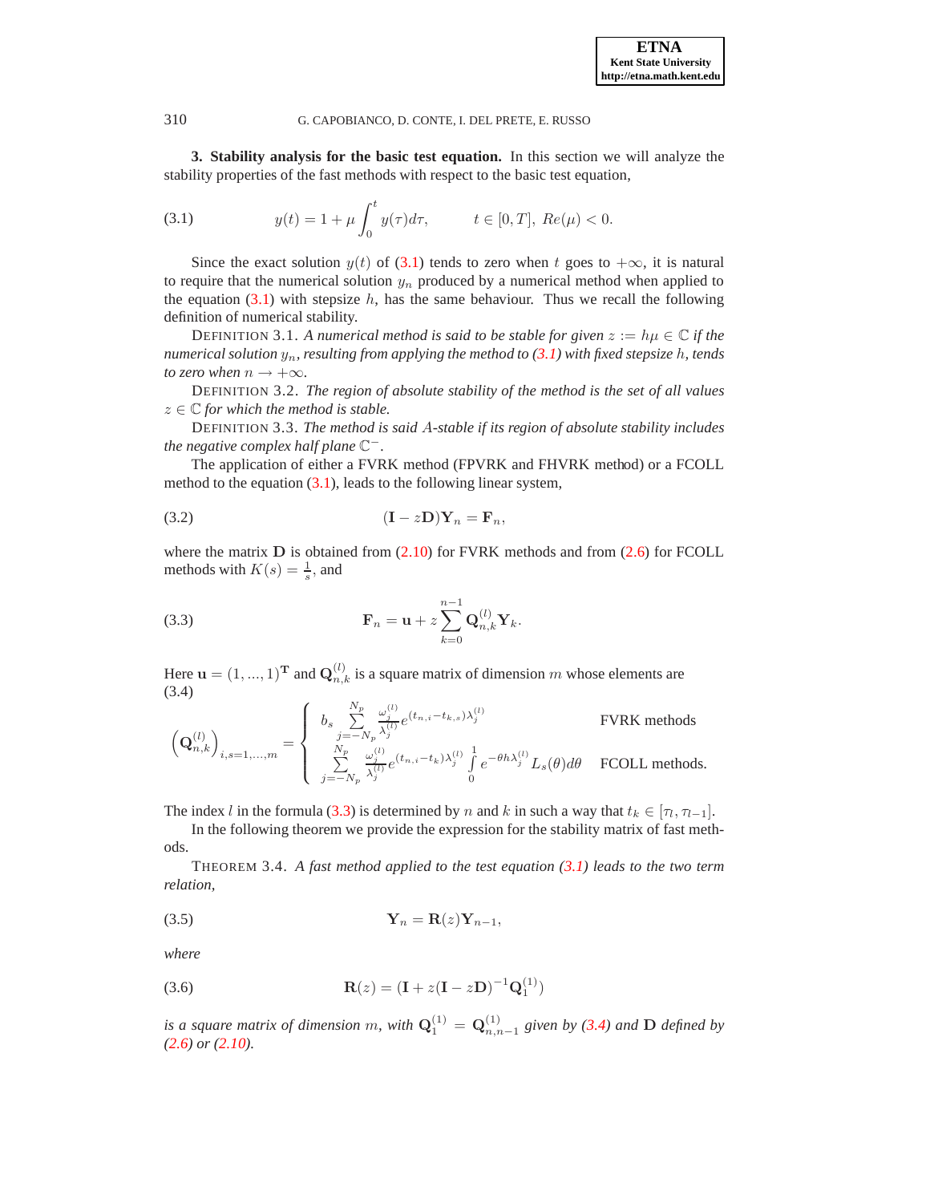**3. Stability analysis for the basic test equation.** In this section we will analyze the stability properties of the fast methods with respect to the basic test equation,

$$y(t) = 1 + \mu \int_0^t y(\tau)d\tau, \qquad t \in [0,T],\ Re(\mu) < 0. \tag{3.1}$$

Since the exact solution $y(t)$ of (3.1) tends to zero when $t$ goes to $+\infty$, it is natural to require that the numerical solution $y_n$ produced by a numerical method when applied to the equation (3.1) with stepsize $h$, has the same behaviour. Thus we recall the following definition of numerical stability.

DEFINITION 3.1. *A numerical method is said to be stable for given $z := h\mu \in \mathbb{C}$ if the numerical solution $y_n$, resulting from applying the method to (3.1) with fixed stepsize $h$, tends to zero when $n \to +\infty$.*

DEFINITION 3.2. *The region of absolute stability of the method is the set of all values $z \in \mathbb{C}$ for which the method is stable.*

DEFINITION 3.3. *The method is said $A$-stable if its region of absolute stability includes the negative complex half plane $\mathbb{C}^-$.*

The application of either a FVRK method (FPVRK and FHVRK method) or a FCOLL method to the equation (3.1), leads to the following linear system,

$$(\mathbf{I} - z\mathbf{D})\mathbf{Y}_n = \mathbf{F}_n, \tag{3.2}$$

where the matrix $\mathbf{D}$ is obtained from (2.10) for FVRK methods and from (2.6) for FCOLL methods with $K(s) = \frac{1}{s}$, and

$$\mathbf{F}_n = \mathbf{u} + z\sum_{k=0}^{n-1} \mathbf{Q}_{n,k}^{(l)} \mathbf{Y}_k. \tag{3.3}$$

Here $\mathbf{u} = (1, ..., 1)^{\mathbf{T}}$ and $\mathbf{Q}_{n,k}^{(l)}$ is a square matrix of dimension $m$ whose elements are

$$\left(\mathbf{Q}_{n,k}^{(l)}\right)_{i,s=1,\dots,m} = \begin{cases} b_s \displaystyle\sum_{j=-N_p}^{N_p} \frac{\omega_j^{(l)}}{\lambda_j^{(l)}} e^{(t_{n,i}-t_{k,s})\lambda_j^{(l)}} & \text{FVRK methods} \\ \displaystyle\sum_{j=-N_p}^{N_p} \frac{\omega_j^{(l)}}{\lambda_j^{(l)}} e^{(t_{n,i}-t_k)\lambda_j^{(l)}} \int_0^1 e^{-\theta h \lambda_j^{(l)}} L_s(\theta) d\theta & \text{FCOLL methods.} \end{cases} \tag{3.4}$$

The index $l$ in the formula (3.3) is determined by $n$ and $k$ in such a way that $t_k \in [\tau_l, \tau_{l-1}]$.

In the following theorem we provide the expression for the stability matrix of fast methods.

THEOREM 3.4. *A fast method applied to the test equation (3.1) leads to the two term relation,*

$$\mathbf{Y}_n = \mathbf{R}(z)\mathbf{Y}_{n-1}, \tag{3.5}$$

*where*

$$\mathbf{R}(z) = (\mathbf{I} + z(\mathbf{I} - z\mathbf{D})^{-1}\mathbf{Q}_1^{(1)}) \tag{3.6}$$

*is a square matrix of dimension $m$, with $\mathbf{Q}_1^{(1)} = \mathbf{Q}_{n,n-1}^{(1)}$ given by (3.4) and $\mathbf{D}$ defined by (2.6) or (2.10).*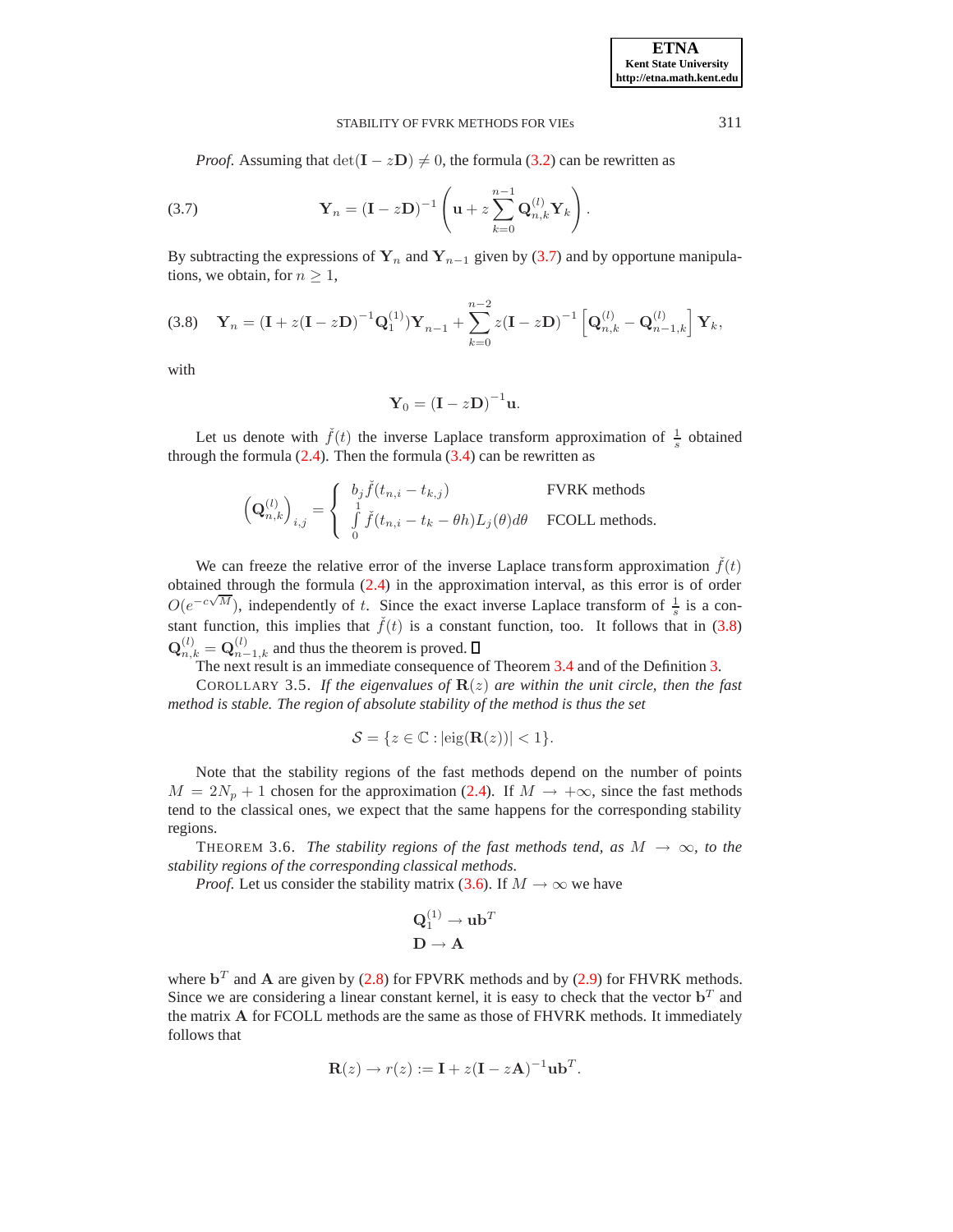*Proof.* Assuming that $\det(\mathbf{I} - z\mathbf{D}) \neq 0$, the formula (3.2) can be rewritten as

$$\mathbf{Y}_n = (\mathbf{I} - z\mathbf{D})^{-1} \left( \mathbf{u} + z \sum_{k=0}^{n-1} \mathbf{Q}_{n,k}^{(l)} \mathbf{Y}_k \right). \tag{3.7}$$

By subtracting the expressions of $\mathbf{Y}_n$ and $\mathbf{Y}_{n-1}$ given by (3.7) and by opportune manipulations, we obtain, for $n \geq 1$,

$$\mathbf{Y}_n = (\mathbf{I} + z(\mathbf{I} - z\mathbf{D})^{-1} \mathbf{Q}_1^{(1)}) \mathbf{Y}_{n-1} + \sum_{k=0}^{n-2} z(\mathbf{I} - z\mathbf{D})^{-1} \left[ \mathbf{Q}_{n,k}^{(l)} - \mathbf{Q}_{n-1,k}^{(l)} \right] \mathbf{Y}_k, \tag{3.8}$$

with

$$\mathbf{Y}_0 = (\mathbf{I} - z\mathbf{D})^{-1} \mathbf{u}.$$

Let us denote with $\check{f}(t)$ the inverse Laplace transform approximation of $\frac{1}{s}$ obtained through the formula (2.4). Then the formula (3.4) can be rewritten as

$$\left( \mathbf{Q}_{n,k}^{(l)} \right)_{i,j} = \begin{cases} b_j \check{f}(t_{n,i} - t_{k,j}) & \text{FVRK methods} \\ \int\limits_0^1 \check{f}(t_{n,i} - t_k - \theta h) L_j(\theta) d\theta & \text{FCOLL methods.} \end{cases}$$

We can freeze the relative error of the inverse Laplace transform approximation $\check{f}(t)$ obtained through the formula (2.4) in the approximation interval, as this error is of order $O(e^{-c\sqrt{M}})$, independently of $t$. Since the exact inverse Laplace transform of $\frac{1}{s}$ is a constant function, this implies that $\check{f}(t)$ is a constant function, too. It follows that in (3.8) $\mathbf{Q}_{n,k}^{(l)} = \mathbf{Q}_{n-1,k}^{(l)}$ and thus the theorem is proved. ∎

The next result is an immediate consequence of Theorem 3.4 and of the Definition 3.

COROLLARY 3.5. *If the eigenvalues of $\mathbf{R}(z)$ are within the unit circle, then the fast method is stable. The region of absolute stability of the method is thus the set*

$$\mathcal{S} = \{ z \in \mathbb{C} : |\text{eig}(\mathbf{R}(z))| < 1 \}.$$

Note that the stability regions of the fast methods depend on the number of points $M = 2N_p + 1$ chosen for the approximation (2.4). If $M \to +\infty$, since the fast methods tend to the classical ones, we expect that the same happens for the corresponding stability regions.

THEOREM 3.6. *The stability regions of the fast methods tend, as $M \to \infty$, to the stability regions of the corresponding classical methods.*

*Proof.* Let us consider the stability matrix (3.6). If $M \to \infty$ we have

$$\mathbf{Q}_1^{(1)} \to \mathbf{u}\mathbf{b}^T$$
$$\mathbf{D} \to \mathbf{A}$$

where $\mathbf{b}^T$ and $\mathbf{A}$ are given by (2.8) for FPVRK methods and by (2.9) for FHVRK methods. Since we are considering a linear constant kernel, it is easy to check that the vector $\mathbf{b}^T$ and the matrix $\mathbf{A}$ for FCOLL methods are the same as those of FHVRK methods. It immediately follows that

$$\mathbf{R}(z) \to r(z) := \mathbf{I} + z(\mathbf{I} - z\mathbf{A})^{-1} \mathbf{u}\mathbf{b}^T.$$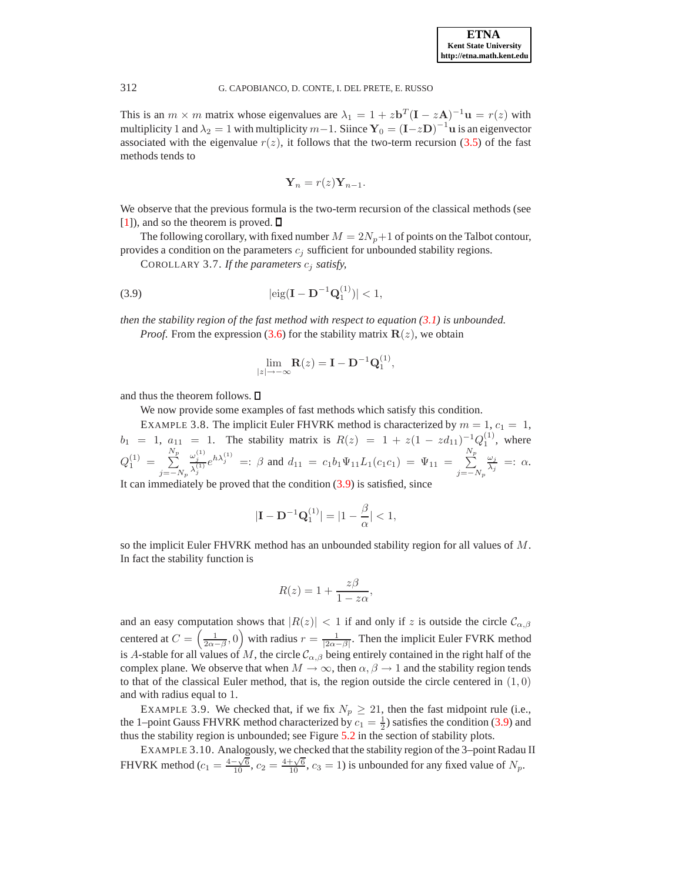This is an $m \times m$ matrix whose eigenvalues are $\lambda_1 = 1 + z\mathbf{b}^T(\mathbf{I} - z\mathbf{A})^{-1}\mathbf{u} = r(z)$ with multiplicity 1 and $\lambda_2 = 1$ with multiplicity $m-1$. Siince $\mathbf{Y}_0 = (\mathbf{I} - z\mathbf{D})^{-1}\mathbf{u}$ is an eigenvector associated with the eigenvalue $r(z)$, it follows that the two-term recursion (3.5) of the fast methods tends to

$$\mathbf{Y}_n = r(z)\mathbf{Y}_{n-1}.$$

We observe that the previous formula is the two-term recursion of the classical methods (see [1]), and so the theorem is proved. □

The following corollary, with fixed number $M = 2N_p + 1$ of points on the Talbot contour, provides a condition on the parameters $c_j$ sufficient for unbounded stability regions.

COROLLARY 3.7. *If the parameters $c_j$ satisfy,*

$$|\mathrm{eig}(\mathbf{I} - \mathbf{D}^{-1}\mathbf{Q}_1^{(1)})| < 1, \tag{3.9}$$

*then the stability region of the fast method with respect to equation (3.1) is unbounded.*

*Proof.* From the expression (3.6) for the stability matrix $\mathbf{R}(z)$, we obtain

$$\lim_{|z| \to -\infty} \mathbf{R}(z) = \mathbf{I} - \mathbf{D}^{-1}\mathbf{Q}_1^{(1)},$$

and thus the theorem follows. □

We now provide some examples of fast methods which satisfy this condition.

EXAMPLE 3.8. The implicit Euler FHVRK method is characterized by $m = 1$, $c_1 = 1$, $b_1 = 1$, $a_{11} = 1$. The stability matrix is $R(z) = 1 + z(1 - zd_{11})^{-1}Q_1^{(1)}$, where $Q_1^{(1)} = \sum_{j=-N_p}^{N_p} \frac{\omega_j^{(1)}}{\lambda_j^{(1)}} e^{h\lambda_j^{(1)}} =: \beta$ and $d_{11} = c_1 b_1 \Psi_{11} L_1(c_1 c_1) = \Psi_{11} = \sum_{j=-N_p}^{N_p} \frac{\omega_j}{\lambda_j} =: \alpha$. It can immediately be proved that the condition (3.9) is satisfied, since

$$|\mathbf{I} - \mathbf{D}^{-1}\mathbf{Q}_1^{(1)}| = |1 - \frac{\beta}{\alpha}| < 1,$$

so the implicit Euler FHVRK method has an unbounded stability region for all values of $M$. In fact the stability function is

$$R(z) = 1 + \frac{z\beta}{1 - z\alpha},$$

and an easy computation shows that $|R(z)| < 1$ if and only if $z$ is outside the circle $\mathcal{C}_{\alpha,\beta}$ centered at $C = \left(\frac{1}{2\alpha - \beta}, 0\right)$ with radius $r = \frac{1}{|2\alpha - \beta|}$. Then the implicit Euler FVRK method is $A$-stable for all values of $M$, the circle $\mathcal{C}_{\alpha,\beta}$ being entirely contained in the right half of the complex plane. We observe that when $M \to \infty$, then $\alpha, \beta \to 1$ and the stability region tends to that of the classical Euler method, that is, the region outside the circle centered in $(1, 0)$ and with radius equal to 1.

EXAMPLE 3.9. We checked that, if we fix $N_p \geq 21$, then the fast midpoint rule (i.e., the 1–point Gauss FHVRK method characterized by $c_1 = \frac{1}{2}$) satisfies the condition (3.9) and thus the stability region is unbounded; see Figure 5.2 in the section of stability plots.

EXAMPLE 3.10. Analogously, we checked that the stability region of the 3–point Radau II FHVRK method ($c_1 = \frac{4-\sqrt{6}}{10}$, $c_2 = \frac{4+\sqrt{6}}{10}$, $c_3 = 1$) is unbounded for any fixed value of $N_p$.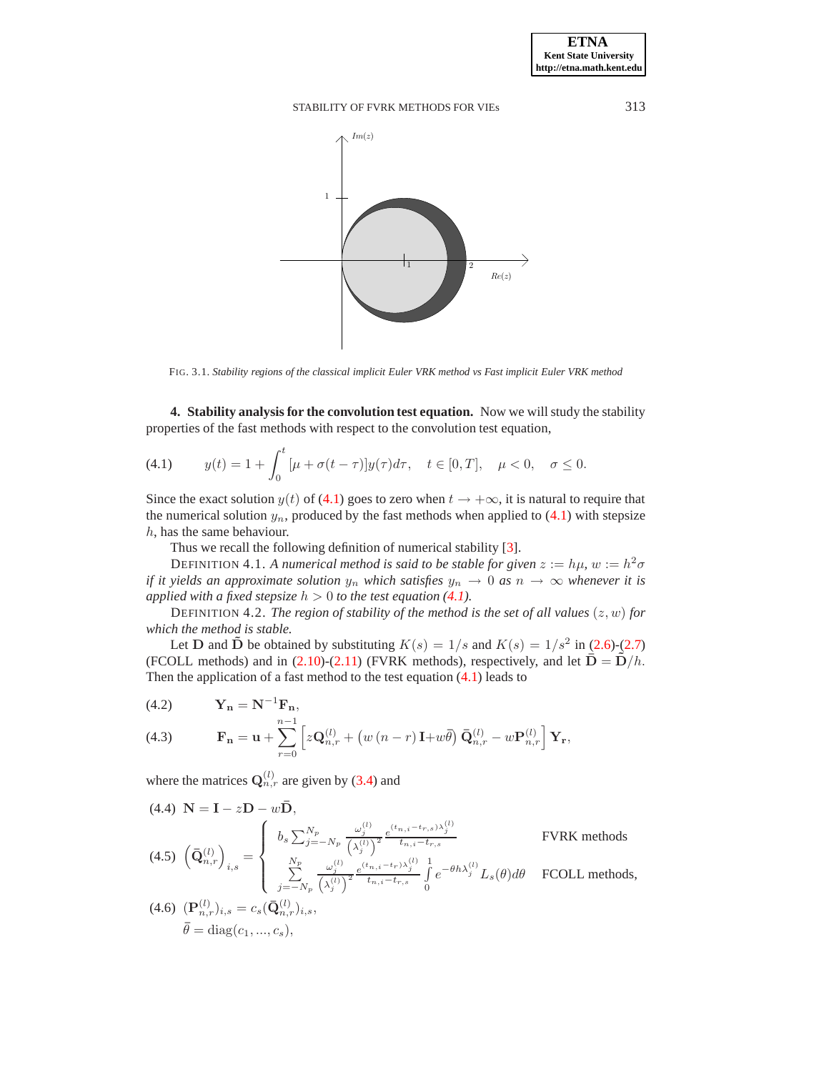FIG. 3.1. *Stability regions of the classical implicit Euler VRK method vs Fast implicit Euler VRK method*

**4. Stability analysis for the convolution test equation.** Now we will study the stability properties of the fast methods with respect to the convolution test equation,

$$y(t) = 1 + \int_0^t [\mu + \sigma(t-\tau)]y(\tau)d\tau, \quad t \in [0,T], \quad \mu < 0, \quad \sigma \le 0. \tag{4.1}$$

Since the exact solution $y(t)$ of (4.1) goes to zero when $t \to +\infty$, it is natural to require that the numerical solution $y_n$, produced by the fast methods when applied to (4.1) with stepsize $h$, has the same behaviour.

Thus we recall the following definition of numerical stability [3].

DEFINITION 4.1. *A numerical method is said to be stable for given $z := h\mu$, $w := h^2\sigma$ if it yields an approximate solution $y_n$ which satisfies $y_n \to 0$ as $n \to \infty$ whenever it is applied with a fixed stepsize $h > 0$ to the test equation (4.1).*

DEFINITION 4.2. *The region of stability of the method is the set of all values $(z, w)$ for which the method is stable.*

Let $\mathbf{D}$ and $\tilde{\mathbf{D}}$ be obtained by substituting $K(s) = 1/s$ and $K(s) = 1/s^2$ in (2.6)-(2.7) (FCOLL methods) and in (2.10)-(2.11) (FVRK methods), respectively, and let $\bar{\mathbf{D}} = \tilde{\mathbf{D}}/h$. Then the application of a fast method to the test equation (4.1) leads to

$$\mathbf{Y_n} = \mathbf{N}^{-1}\mathbf{F_n}, \tag{4.2}$$

$$\mathbf{F_n} = \mathbf{u} + \sum_{r=0}^{n-1} \left[ z\mathbf{Q}_{n,r}^{(l)} + \left( w\,(n-r)\,\mathbf{I} + w\bar{\theta} \right) \bar{\mathbf{Q}}_{n,r}^{(l)} - w\mathbf{P}_{n,r}^{(l)} \right] \mathbf{Y_r}, \tag{4.3}$$

where the matrices $\mathbf{Q}_{n,r}^{(l)}$ are given by (3.4) and

$$\mathbf{N} = \mathbf{I} - z\mathbf{D} - w\bar{\mathbf{D}}, \tag{4.4}$$

$$\left(\bar{\mathbf{Q}}_{n,r}^{(l)}\right)_{i,s} = \begin{cases} b_s \sum_{j=-N_p}^{N_p} \dfrac{\omega_j^{(l)}}{\left(\lambda_j^{(l)}\right)^2} \dfrac{e^{(t_{n,i}-t_{r,s})\lambda_j^{(l)}}}{t_{n,i}-t_{r,s}} & \text{FVRK methods} \\[2ex] \sum\limits_{j=-N_p}^{N_p} \dfrac{\omega_j^{(l)}}{\left(\lambda_j^{(l)}\right)^2} \dfrac{e^{(t_{n,i}-t_r)\lambda_j^{(l)}}}{t_{n,i}-t_{r,s}} \int\limits_0^1 e^{-\theta h \lambda_j^{(l)}} L_s(\theta)d\theta & \text{FCOLL methods,} \end{cases} \tag{4.5}$$

$$(\mathbf{P}_{n,r}^{(l)})_{i,s} = c_s(\bar{\mathbf{Q}}_{n,r}^{(l)})_{i,s}, \tag{4.6}$$

$$\bar{\theta} = \text{diag}(c_1, ..., c_s),$$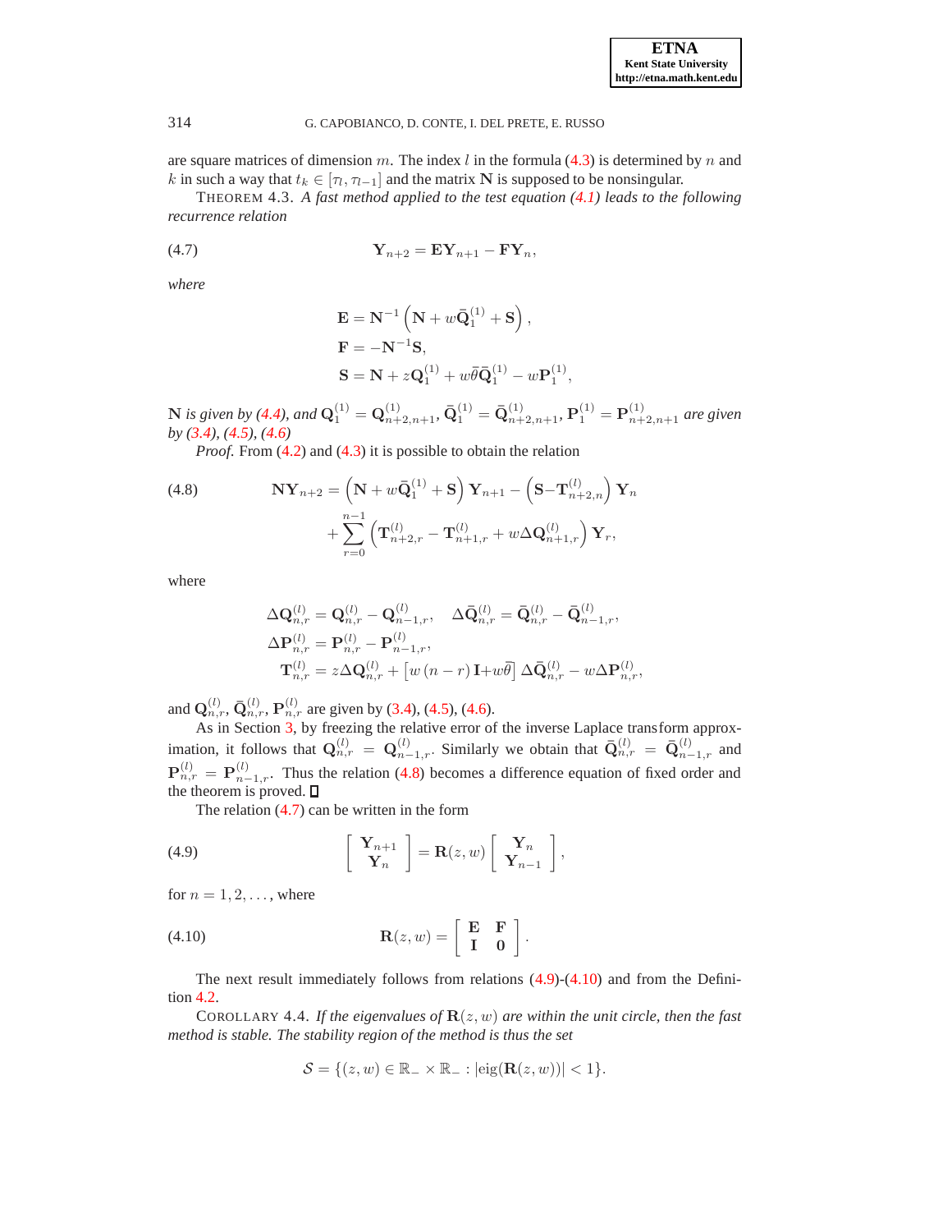are square matrices of dimension $m$. The index $l$ in the formula (4.3) is determined by $n$ and $k$ in such a way that $t_k \in [\tau_l, \tau_{l-1}]$ and the matrix $\mathbf{N}$ is supposed to be nonsingular.

THEOREM 4.3. *A fast method applied to the test equation (4.1) leads to the following recurrence relation*

$$\mathbf{Y}_{n+2} = \mathbf{E}\mathbf{Y}_{n+1} - \mathbf{F}\mathbf{Y}_n, \tag{4.7}$$

*where*

$$\begin{aligned}
\mathbf{E} &= \mathbf{N}^{-1}\left(\mathbf{N} + w\bar{\mathbf{Q}}_1^{(1)} + \mathbf{S}\right), \\
\mathbf{F} &= -\mathbf{N}^{-1}\mathbf{S}, \\
\mathbf{S} &= \mathbf{N} + z\mathbf{Q}_1^{(1)} + w\bar{\theta}\bar{\mathbf{Q}}_1^{(1)} - w\mathbf{P}_1^{(1)},
\end{aligned}$$

$\mathbf{N}$ *is given by (4.4), and* $\mathbf{Q}_1^{(1)} = \mathbf{Q}_{n+2,n+1}^{(1)}$, $\bar{\mathbf{Q}}_1^{(1)} = \bar{\mathbf{Q}}_{n+2,n+1}^{(1)}$, $\mathbf{P}_1^{(1)} = \mathbf{P}_{n+2,n+1}^{(1)}$ *are given by (3.4), (4.5), (4.6)*

*Proof.* From (4.2) and (4.3) it is possible to obtain the relation

$$\begin{aligned}
\mathbf{N}\mathbf{Y}_{n+2} = &\left(\mathbf{N} + w\bar{\mathbf{Q}}_1^{(1)} + \mathbf{S}\right)\mathbf{Y}_{n+1} - \left(\mathbf{S} - \mathbf{T}_{n+2,n}^{(l)}\right)\mathbf{Y}_n \\
&+ \sum_{r=0}^{n-1}\left(\mathbf{T}_{n+2,r}^{(l)} - \mathbf{T}_{n+1,r}^{(l)} + w\Delta\mathbf{Q}_{n+1,r}^{(l)}\right)\mathbf{Y}_r,
\end{aligned} \tag{4.8}$$

where

$$\begin{aligned}
\Delta\mathbf{Q}_{n,r}^{(l)} &= \mathbf{Q}_{n,r}^{(l)} - \mathbf{Q}_{n-1,r}^{(l)}, \quad \Delta\bar{\mathbf{Q}}_{n,r}^{(l)} = \bar{\mathbf{Q}}_{n,r}^{(l)} - \bar{\mathbf{Q}}_{n-1,r}^{(l)}, \\
\Delta\mathbf{P}_{n,r}^{(l)} &= \mathbf{P}_{n,r}^{(l)} - \mathbf{P}_{n-1,r}^{(l)}, \\
\mathbf{T}_{n,r}^{(l)} &= z\Delta\mathbf{Q}_{n,r}^{(l)} + \left[w\,(n-r)\,\mathbf{I} + w\bar{\theta}\right]\Delta\bar{\mathbf{Q}}_{n,r}^{(l)} - w\Delta\mathbf{P}_{n,r}^{(l)},
\end{aligned}$$

and $\mathbf{Q}_{n,r}^{(l)}$, $\bar{\mathbf{Q}}_{n,r}^{(l)}$, $\mathbf{P}_{n,r}^{(l)}$ are given by (3.4), (4.5), (4.6).

As in Section 3, by freezing the relative error of the inverse Laplace transform approximation, it follows that $\mathbf{Q}_{n,r}^{(l)} = \mathbf{Q}_{n-1,r}^{(l)}$. Similarly we obtain that $\bar{\mathbf{Q}}_{n,r}^{(l)} = \bar{\mathbf{Q}}_{n-1,r}^{(l)}$ and $\mathbf{P}_{n,r}^{(l)} = \mathbf{P}_{n-1,r}^{(l)}$. Thus the relation (4.8) becomes a difference equation of fixed order and the theorem is proved. ☐

The relation (4.7) can be written in the form

$$\begin{bmatrix} \mathbf{Y}_{n+1} \\ \mathbf{Y}_n \end{bmatrix} = \mathbf{R}(z,w)\begin{bmatrix} \mathbf{Y}_n \\ \mathbf{Y}_{n-1} \end{bmatrix}, \tag{4.9}$$

for $n = 1, 2, \ldots$, where

$$\mathbf{R}(z,w) = \begin{bmatrix} \mathbf{E} & \mathbf{F} \\ \mathbf{I} & \mathbf{0} \end{bmatrix}. \tag{4.10}$$

The next result immediately follows from relations (4.9)-(4.10) and from the Definition 4.2.

COROLLARY 4.4. *If the eigenvalues of* $\mathbf{R}(z,w)$ *are within the unit circle, then the fast method is stable. The stability region of the method is thus the set*

$$\mathcal{S} = \{(z,w) \in \mathbb{R}_- \times \mathbb{R}_- : |\mathrm{eig}(\mathbf{R}(z,w))| < 1\}.$$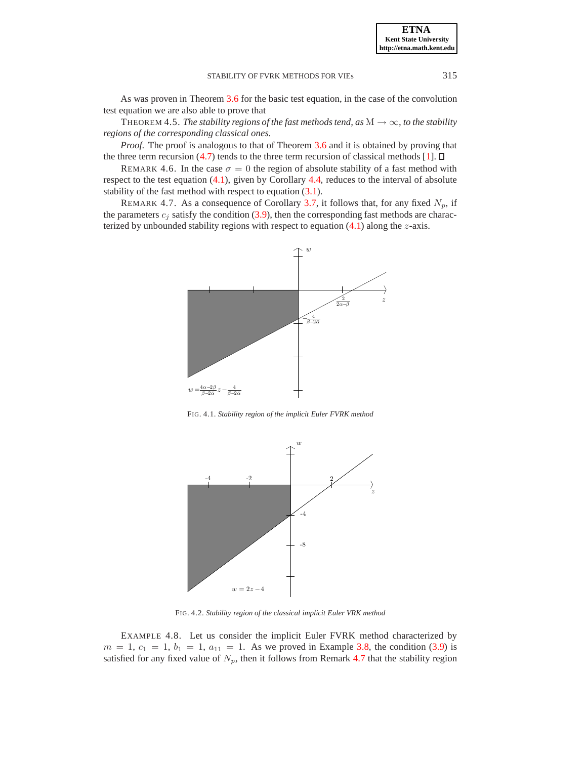As was proven in Theorem 3.6 for the basic test equation, in the case of the convolution test equation we are also able to prove that

THEOREM 4.5. *The stability regions of the fast methods tend, as* $\mathrm{M} \to \infty$, *to the stability regions of the corresponding classical ones.*

*Proof.* The proof is analogous to that of Theorem 3.6 and it is obtained by proving that the three term recursion (4.7) tends to the three term recursion of classical methods [1]. ◻

REMARK 4.6. In the case $\sigma = 0$ the region of absolute stability of a fast method with respect to the test equation (4.1), given by Corollary 4.4, reduces to the interval of absolute stability of the fast method with respect to equation (3.1).

REMARK 4.7. As a consequence of Corollary 3.7, it follows that, for any fixed $N_p$, if the parameters $c_j$ satisfy the condition (3.9), then the corresponding fast methods are characterized by unbounded stability regions with respect to equation (4.1) along the $z$-axis.

FIG. 4.1. *Stability region of the implicit Euler FVRK method*

FIG. 4.2. *Stability region of the classical implicit Euler VRK method*

EXAMPLE 4.8. Let us consider the implicit Euler FVRK method characterized by $m = 1$, $c_1 = 1$, $b_1 = 1$, $a_{11} = 1$. As we proved in Example 3.8, the condition (3.9) is satisfied for any fixed value of $N_p$, then it follows from Remark 4.7 that the stability region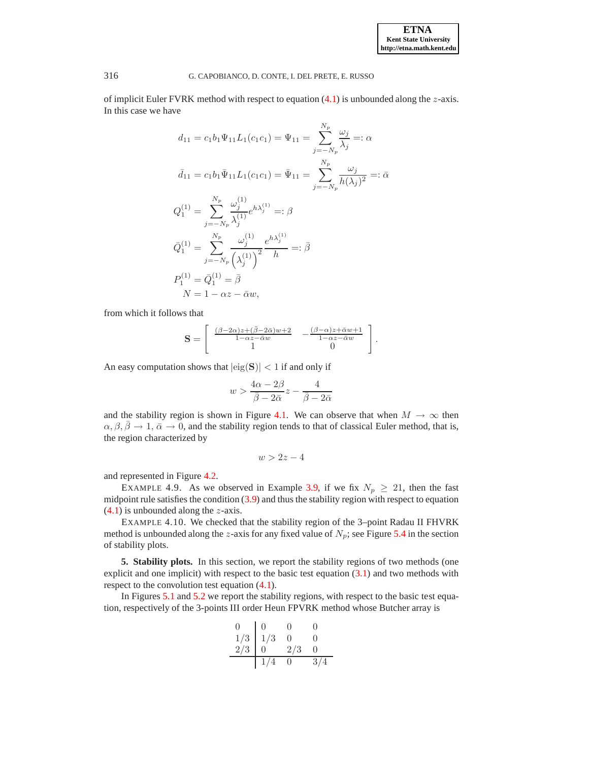of implicit Euler FVRK method with respect to equation (4.1) is unbounded along the $z$-axis. In this case we have

$$
\begin{aligned}
d_{11} &= c_1 b_1 \Psi_{11} L_1(c_1 c_1) = \Psi_{11} = \sum_{j=-N_p}^{N_p} \frac{\omega_j}{\lambda_j} =: \alpha \\
\bar{d}_{11} &= c_1 b_1 \bar{\Psi}_{11} L_1(c_1 c_1) = \bar{\Psi}_{11} = \sum_{j=-N_p}^{N_p} \frac{\omega_j}{h(\lambda_j)^2} =: \bar{\alpha} \\
Q_1^{(1)} &= \sum_{j=-N_p}^{N_p} \frac{\omega_j^{(1)}}{\lambda_j^{(1)}} e^{h\lambda_j^{(1)}} =: \beta \\
\bar{Q}_1^{(1)} &= \sum_{j=-N_p}^{N_p} \frac{\omega_j^{(1)}}{\left(\lambda_j^{(1)}\right)^2} \frac{e^{h\lambda_j^{(1)}}}{h} =: \bar{\beta} \\
P_1^{(1)} &= \bar{Q}_1^{(1)} = \bar{\beta} \\
N &= 1 - \alpha z - \bar{\alpha} w,
\end{aligned}
$$

from which it follows that

$$
\mathbf{S} = \begin{bmatrix} \frac{(\beta - 2\alpha)z + (\bar{\beta} - 2\bar{\alpha})w + 2}{1 - \alpha z - \bar{\alpha} w} & -\frac{(\beta - \alpha)z + \bar{\alpha} w + 1}{1 - \alpha z - \bar{\alpha} w} \\ 1 & 0 \end{bmatrix}.
$$

An easy computation shows that $|\mathrm{eig}(\mathbf{S})| < 1$ if and only if

$$
w > \frac{4\alpha - 2\beta}{\bar{\beta} - 2\bar{\alpha}} z - \frac{4}{\bar{\beta} - 2\bar{\alpha}}
$$

and the stability region is shown in Figure 4.1. We can observe that when $M \to \infty$ then $\alpha, \beta, \bar{\beta} \to 1$, $\bar{\alpha} \to 0$, and the stability region tends to that of classical Euler method, that is, the region characterized by

$$
w > 2z - 4
$$

and represented in Figure 4.2.

EXAMPLE 4.9. As we observed in Example 3.9, if we fix $N_p \geq 21$, then the fast midpoint rule satisfies the condition (3.9) and thus the stability region with respect to equation (4.1) is unbounded along the $z$-axis.

EXAMPLE 4.10. We checked that the stability region of the 3–point Radau II FHVRK method is unbounded along the $z$-axis for any fixed value of $N_p$; see Figure 5.4 in the section of stability plots.

## 5. Stability plots.

In this section, we report the stability regions of two methods (one explicit and one implicit) with respect to the basic test equation (3.1) and two methods with respect to the convolution test equation (4.1).

In Figures 5.1 and 5.2 we report the stability regions, with respect to the basic test equation, respectively of the 3-points III order Heun FPVRK method whose Butcher array is

$$
\begin{array}{c|ccc}
0 & 0 & 0 & 0 \\
1/3 & 1/3 & 0 & 0 \\
2/3 & 0 & 2/3 & 0 \\
\hline
 & 1/4 & 0 & 3/4
\end{array}
$$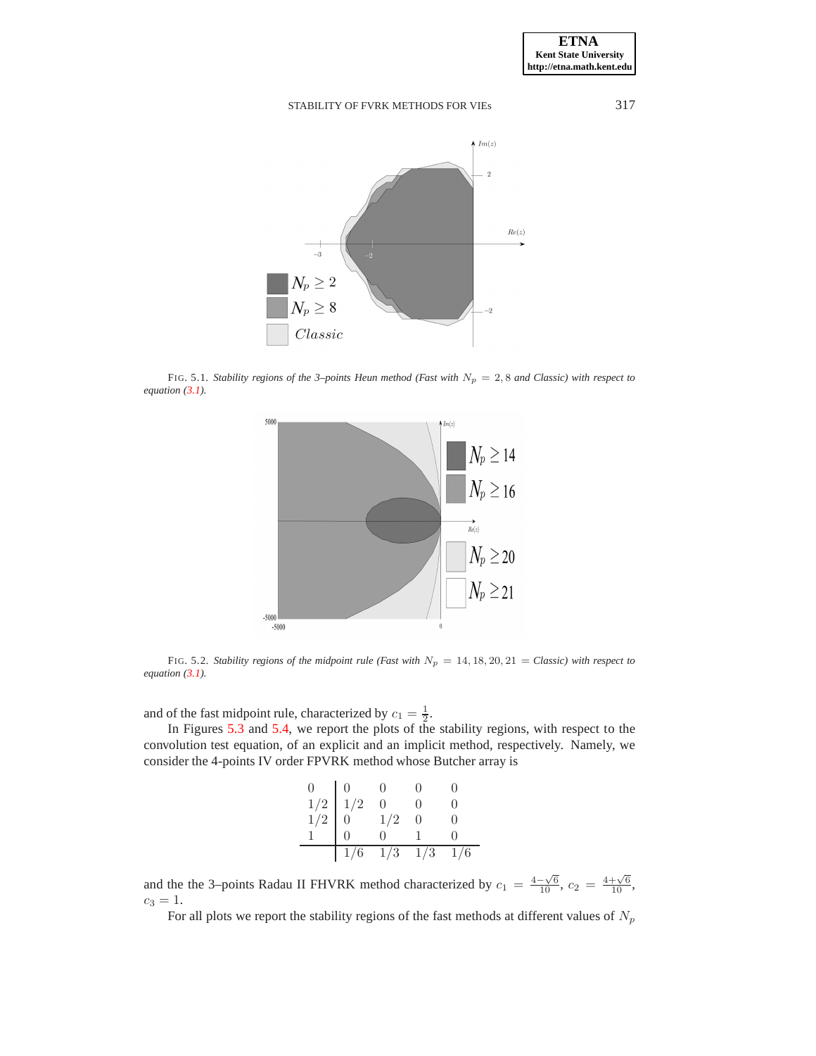FIG. 5.1. *Stability regions of the 3–points Heun method (Fast with $N_p = 2, 8$ and Classic) with respect to equation (3.1).*

FIG. 5.2. *Stability regions of the midpoint rule (Fast with $N_p = 14, 18, 20, 21$ = Classic) with respect to equation (3.1).*

and of the fast midpoint rule, characterized by $c_1 = \frac{1}{2}$.

In Figures 5.3 and 5.4, we report the plots of the stability regions, with respect to the convolution test equation, of an explicit and an implicit method, respectively. Namely, we consider the 4-points IV order FPVRK method whose Butcher array is

$$
\begin{array}{c|cccc}
0 & 0 & 0 & 0 & 0 \\
1/2 & 1/2 & 0 & 0 & 0 \\
1/2 & 0 & 1/2 & 0 & 0 \\
1 & 0 & 0 & 1 & 0 \\
\hline
 & 1/6 & 1/3 & 1/3 & 1/6
\end{array}
$$

and the the 3–points Radau II FHVRK method characterized by $c_1 = \frac{4-\sqrt{6}}{10}$, $c_2 = \frac{4+\sqrt{6}}{10}$, $c_3 = 1$.

For all plots we report the stability regions of the fast methods at different values of $N_p$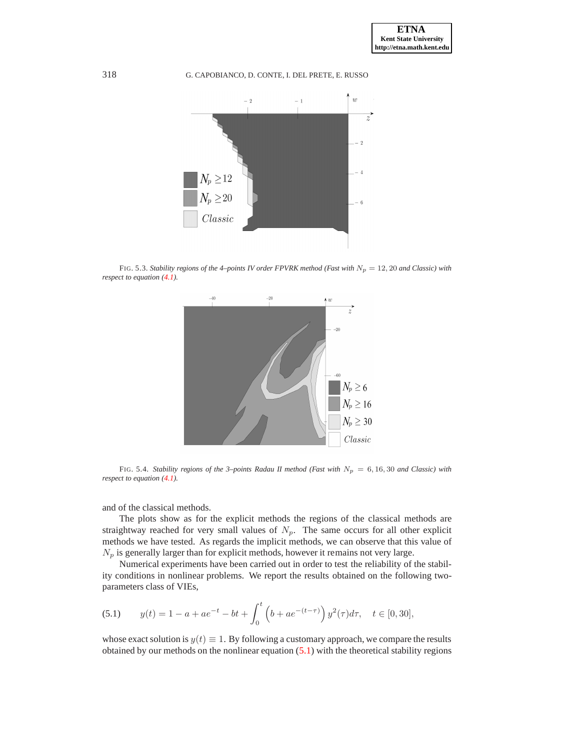FIG. 5.3. *Stability regions of the 4–points IV order FPVRK method (Fast with $N_p = 12, 20$ and Classic) with respect to equation (4.1).*

FIG. 5.4. *Stability regions of the 3–points Radau II method (Fast with $N_p = 6, 16, 30$ and Classic) with respect to equation (4.1).*

and of the classical methods.

The plots show as for the explicit methods the regions of the classical methods are straightway reached for very small values of $N_p$. The same occurs for all other explicit methods we have tested. As regards the implicit methods, we can observe that this value of $N_p$ is generally larger than for explicit methods, however it remains not very large.

Numerical experiments have been carried out in order to test the reliability of the stability conditions in nonlinear problems. We report the results obtained on the following two-parameters class of VIEs,

$$y(t) = 1 - a + ae^{-t} - bt + \int_0^t \left(b + ae^{-(t-\tau)}\right) y^2(\tau)d\tau, \quad t \in [0, 30], \tag{5.1}$$

whose exact solution is $y(t) \equiv 1$. By following a customary approach, we compare the results obtained by our methods on the nonlinear equation (5.1) with the theoretical stability regions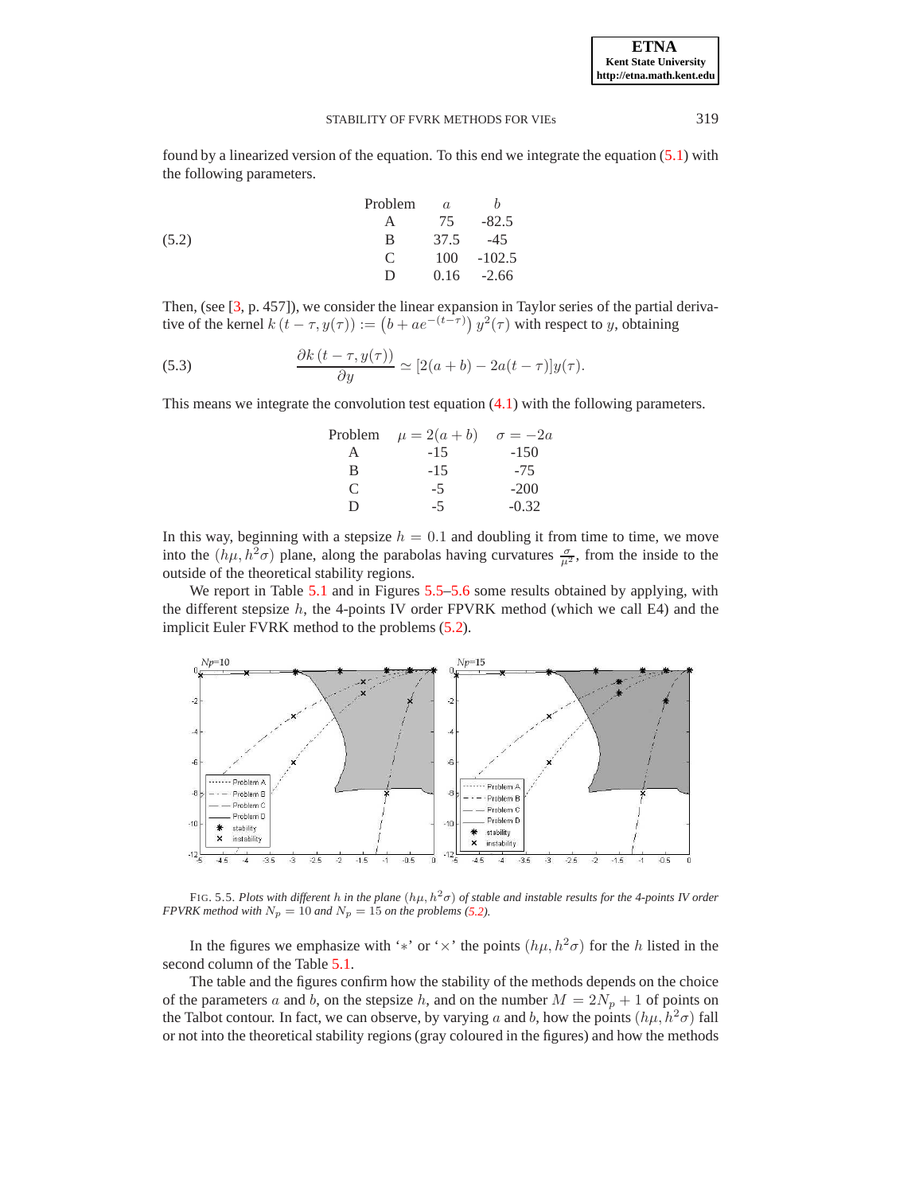found by a linearized version of the equation. To this end we integrate the equation (5.1) with the following parameters.

(5.2)

| Problem | $a$ | $b$ |
|---|---|---|
| A | 75 | -82.5 |
| B | 37.5 | -45 |
| C | 100 | -102.5 |
| D | 0.16 | -2.66 |

Then, (see [3, p. 457]), we consider the linear expansion in Taylor series of the partial derivative of the kernel $k\left(t-\tau, y(\tau)\right) := \left(b + ae^{-(t-\tau)}\right) y^2(\tau)$ with respect to $y$, obtaining

$$\frac{\partial k\left(t-\tau, y(\tau)\right)}{\partial y} \simeq [2(a+b) - 2a(t-\tau)]y(\tau). \tag{5.3}$$

This means we integrate the convolution test equation (4.1) with the following parameters.

| Problem | $\mu = 2(a+b)$ | $\sigma = -2a$ |
|---|---|---|
| A | -15 | -150 |
| B | -15 | -75 |
| C | -5 | -200 |
| D | -5 | -0.32 |

In this way, beginning with a stepsize $h = 0.1$ and doubling it from time to time, we move into the $(h\mu, h^2\sigma)$ plane, along the parabolas having curvatures $\frac{\sigma}{\mu^2}$, from the inside to the outside of the theoretical stability regions.

We report in Table 5.1 and in Figures 5.5–5.6 some results obtained by applying, with the different stepsize $h$, the 4-points IV order FPVRK method (which we call E4) and the implicit Euler FVRK method to the problems (5.2).

FIG. 5.5. *Plots with different $h$ in the plane $(h\mu, h^2\sigma)$ of stable and instable results for the 4-points IV order FPVRK method with $N_p = 10$ and $N_p = 15$ on the problems (5.2).*

In the figures we emphasize with '$*$' or '$\times$' the points $(h\mu, h^2\sigma)$ for the $h$ listed in the second column of the Table 5.1.

The table and the figures confirm how the stability of the methods depends on the choice of the parameters $a$ and $b$, on the stepsize $h$, and on the number $M = 2N_p + 1$ of points on the Talbot contour. In fact, we can observe, by varying $a$ and $b$, how the points $(h\mu, h^2\sigma)$ fall or not into the theoretical stability regions (gray coloured in the figures) and how the methods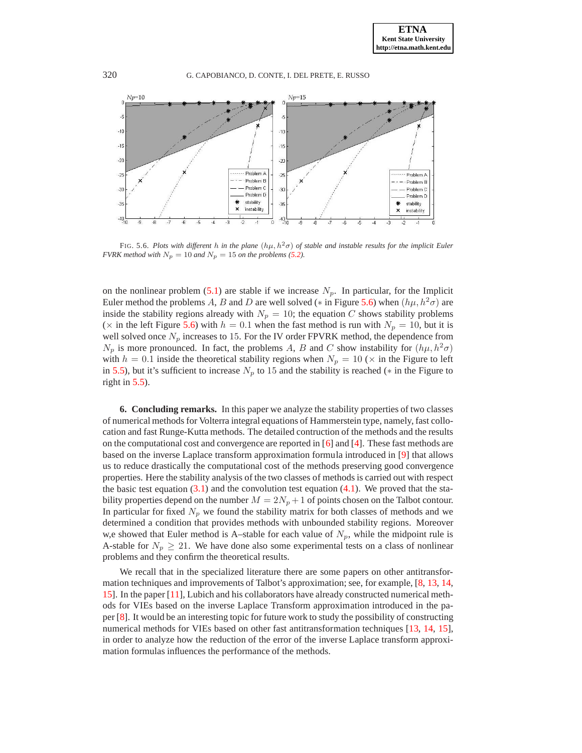FIG. 5.6. *Plots with different $h$ in the plane $(h\mu, h^2\sigma)$ of stable and instable results for the implicit Euler FVRK method with $N_p = 10$ and $N_p = 15$ on the problems (5.2).*

on the nonlinear problem (5.1) are stable if we increase $N_p$. In particular, for the Implicit Euler method the problems $A$, $B$ and $D$ are well solved ($*$ in Figure 5.6) when $(h\mu, h^2\sigma)$ are inside the stability regions already with $N_p = 10$; the equation $C$ shows stability problems ($\times$ in the left Figure 5.6) with $h = 0.1$ when the fast method is run with $N_p = 10$, but it is well solved once $N_p$ increases to 15. For the IV order FPVRK method, the dependence from $N_p$ is more pronounced. In fact, the problems $A$, $B$ and $C$ show instability for $(h\mu, h^2\sigma)$ with $h = 0.1$ inside the theoretical stability regions when $N_p = 10$ ($\times$ in the Figure to left in 5.5), but it's sufficient to increase $N_p$ to 15 and the stability is reached ($*$ in the Figure to right in 5.5).

**6. Concluding remarks.** In this paper we analyze the stability properties of two classes of numerical methods for Volterra integral equations of Hammerstein type, namely, fast collocation and fast Runge-Kutta methods. The detailed contruction of the methods and the results on the computational cost and convergence are reported in [6] and [4]. These fast methods are based on the inverse Laplace transform approximation formula introduced in [9] that allows us to reduce drastically the computational cost of the methods preserving good convergence properties. Here the stability analysis of the two classes of methods is carried out with respect the basic test equation (3.1) and the convolution test equation (4.1). We proved that the stability properties depend on the number $M = 2N_p + 1$ of points chosen on the Talbot contour. In particular for fixed $N_p$ we found the stability matrix for both classes of methods and we determined a condition that provides methods with unbounded stability regions. Moreover w,e showed that Euler method is A–stable for each value of $N_p$, while the midpoint rule is A-stable for $N_p \geq 21$. We have done also some experimental tests on a class of nonlinear problems and they confirm the theoretical results.

We recall that in the specialized literature there are some papers on other antitransformation techniques and improvements of Talbot's approximation; see, for example, [8, 13, 14, 15]. In the paper [11], Lubich and his collaborators have already constructed numerical methods for VIEs based on the inverse Laplace Transform approximation introduced in the paper [8]. It would be an interesting topic for future work to study the possibility of constructing numerical methods for VIEs based on other fast antitransformation techniques [13, 14, 15], in order to analyze how the reduction of the error of the inverse Laplace transform approximation formulas influences the performance of the methods.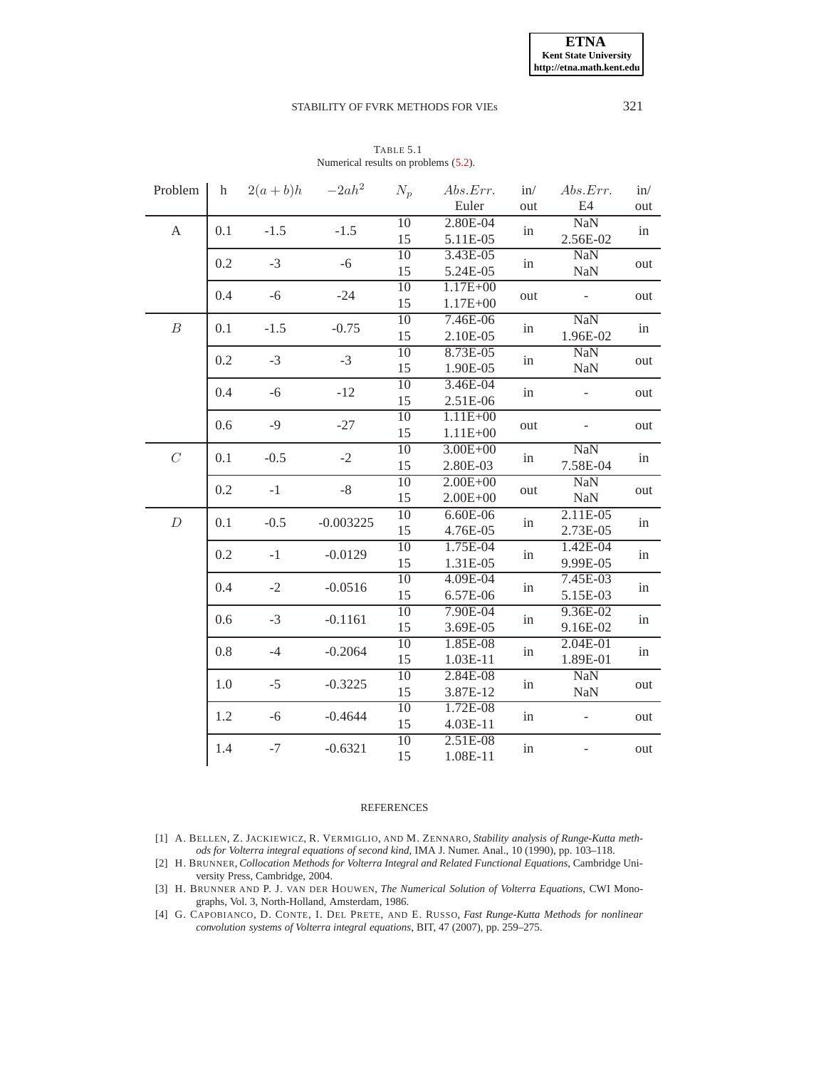TABLE 5.1
Numerical results on problems (5.2).

| Problem | h | $2(a+b)h$ | $-2ah^2$ | $N_p$ | $Abs.Err.$ Euler | in/ out | $Abs.Err.$ E4 | in/ out |
|---|---|---|---|---|---|---|---|---|
| A | 0.1 | -1.5 | -1.5 | 10 | 2.80E-04 | in | NaN | in |
| | | | | 15 | 5.11E-05 | | 2.56E-02 | |
| | 0.2 | -3 | -6 | 10 | 3.43E-05 | in | NaN | out |
| | | | | 15 | 5.24E-05 | | NaN | |
| | 0.4 | -6 | -24 | 10 | 1.17E+00 | out | - | out |
| | | | | 15 | 1.17E+00 | | | |
| $B$ | 0.1 | -1.5 | -0.75 | 10 | 7.46E-06 | in | NaN | in |
| | | | | 15 | 2.10E-05 | | 1.96E-02 | |
| | 0.2 | -3 | -3 | 10 | 8.73E-05 | in | NaN | out |
| | | | | 15 | 1.90E-05 | | NaN | |
| | 0.4 | -6 | -12 | 10 | 3.46E-04 | in | - | out |
| | | | | 15 | 2.51E-06 | | | |
| | 0.6 | -9 | -27 | 10 | 1.11E+00 | out | - | out |
| | | | | 15 | 1.11E+00 | | | |
| $C$ | 0.1 | -0.5 | -2 | 10 | 3.00E+00 | in | NaN | in |
| | | | | 15 | 2.80E-03 | | 7.58E-04 | |
| | 0.2 | -1 | -8 | 10 | 2.00E+00 | out | NaN | out |
| | | | | 15 | 2.00E+00 | | NaN | |
| $D$ | 0.1 | -0.5 | -0.003225 | 10 | 6.60E-06 | in | 2.11E-05 | in |
| | | | | 15 | 4.76E-05 | | 2.73E-05 | |
| | 0.2 | -1 | -0.0129 | 10 | 1.75E-04 | in | 1.42E-04 | in |
| | | | | 15 | 1.31E-05 | | 9.99E-05 | |
| | 0.4 | -2 | -0.0516 | 10 | 4.09E-04 | in | 7.45E-03 | in |
| | | | | 15 | 6.57E-06 | | 5.15E-03 | |
| | 0.6 | -3 | -0.1161 | 10 | 7.90E-04 | in | 9.36E-02 | in |
| | | | | 15 | 3.69E-05 | | 9.16E-02 | |
| | 0.8 | -4 | -0.2064 | 10 | 1.85E-08 | in | 2.04E-01 | in |
| | | | | 15 | 1.03E-11 | | 1.89E-01 | |
| | 1.0 | -5 | -0.3225 | 10 | 2.84E-08 | in | NaN | out |
| | | | | 15 | 3.87E-12 | | NaN | |
| | 1.2 | -6 | -0.4644 | 10 | 1.72E-08 | in | - | out |
| | | | | 15 | 4.03E-11 | | | |
| | 1.4 | -7 | -0.6321 | 10 | 2.51E-08 | in | - | out |
| | | | | 15 | 1.08E-11 | | | |

## REFERENCES

[1] A. Bellen, Z. Jackiewicz, R. Vermiglio, and M. Zennaro, *Stability analysis of Runge-Kutta methods for Volterra integral equations of second kind*, IMA J. Numer. Anal., 10 (1990), pp. 103–118.

[2] H. Brunner, *Collocation Methods for Volterra Integral and Related Functional Equations*, Cambridge University Press, Cambridge, 2004.

[3] H. Brunner and P. J. van der Houwen, *The Numerical Solution of Volterra Equations*, CWI Monographs, Vol. 3, North-Holland, Amsterdam, 1986.

[4] G. Capobianco, D. Conte, I. Del Prete, and E. Russo, *Fast Runge-Kutta Methods for nonlinear convolution systems of Volterra integral equations*, BIT, 47 (2007), pp. 259–275.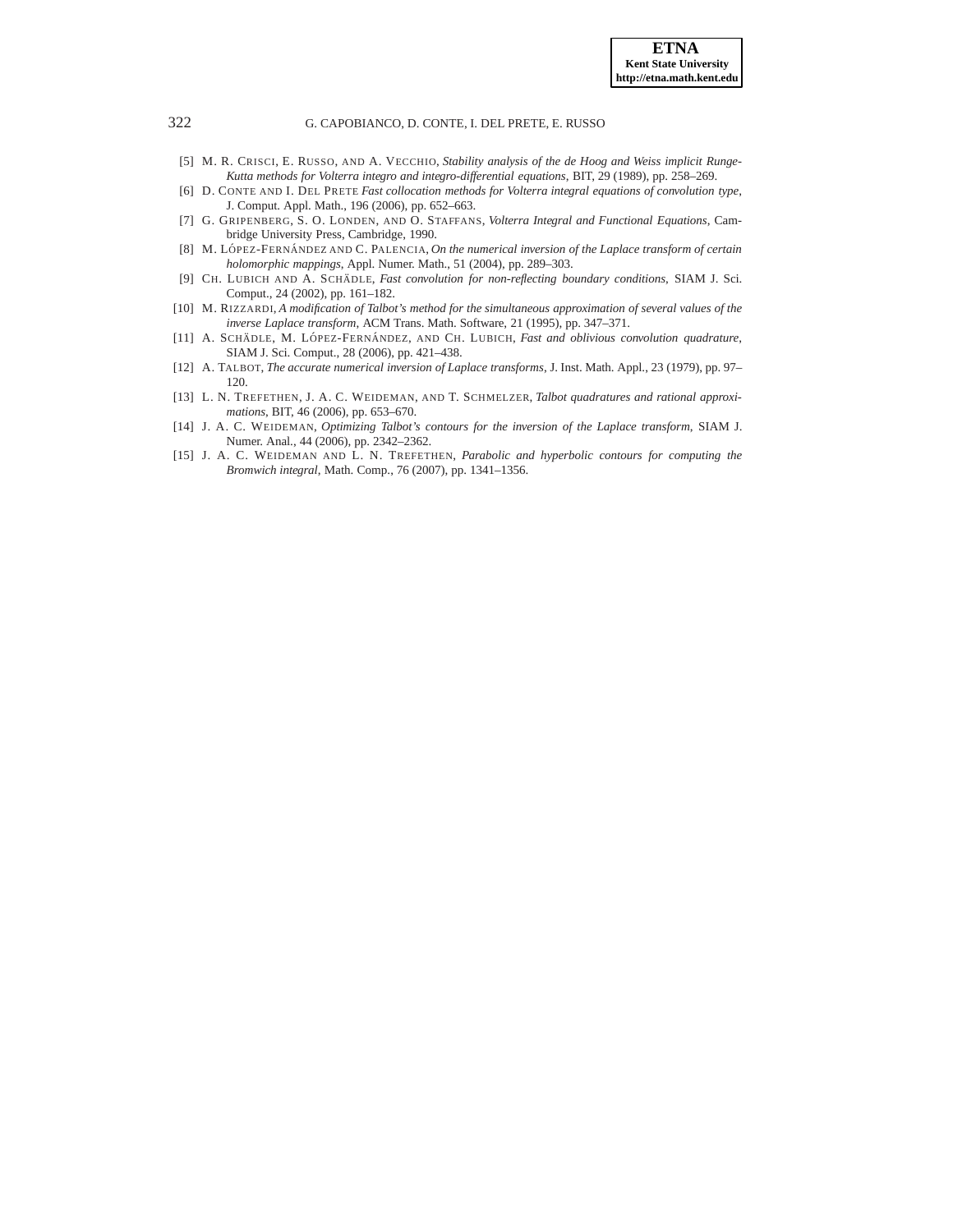[5] M. R. Crisci, E. Russo, and A. Vecchio, *Stability analysis of the de Hoog and Weiss implicit Runge-Kutta methods for Volterra integro and integro-differential equations*, BIT, 29 (1989), pp. 258–269.

[6] D. Conte and I. Del Prete *Fast collocation methods for Volterra integral equations of convolution type*, J. Comput. Appl. Math., 196 (2006), pp. 652–663.

[7] G. Gripenberg, S. O. Londen, and O. Staffans, *Volterra Integral and Functional Equations*, Cambridge University Press, Cambridge, 1990.

[8] M. López-Fernández and C. Palencia, *On the numerical inversion of the Laplace transform of certain holomorphic mappings*, Appl. Numer. Math., 51 (2004), pp. 289–303.

[9] Ch. Lubich and A. Schädle, *Fast convolution for non-reflecting boundary conditions*, SIAM J. Sci. Comput., 24 (2002), pp. 161–182.

[10] M. Rizzardi, *A modification of Talbot's method for the simultaneous approximation of several values of the inverse Laplace transform*, ACM Trans. Math. Software, 21 (1995), pp. 347–371.

[11] A. Schädle, M. López-Fernández, and Ch. Lubich, *Fast and oblivious convolution quadrature*, SIAM J. Sci. Comput., 28 (2006), pp. 421–438.

[12] A. Talbot, *The accurate numerical inversion of Laplace transforms*, J. Inst. Math. Appl., 23 (1979), pp. 97–120.

[13] L. N. Trefethen, J. A. C. Weideman, and T. Schmelzer, *Talbot quadratures and rational approximations*, BIT, 46 (2006), pp. 653–670.

[14] J. A. C. Weideman, *Optimizing Talbot's contours for the inversion of the Laplace transform*, SIAM J. Numer. Anal., 44 (2006), pp. 2342–2362.

[15] J. A. C. Weideman and L. N. Trefethen, *Parabolic and hyperbolic contours for computing the Bromwich integral*, Math. Comp., 76 (2007), pp. 1341–1356.